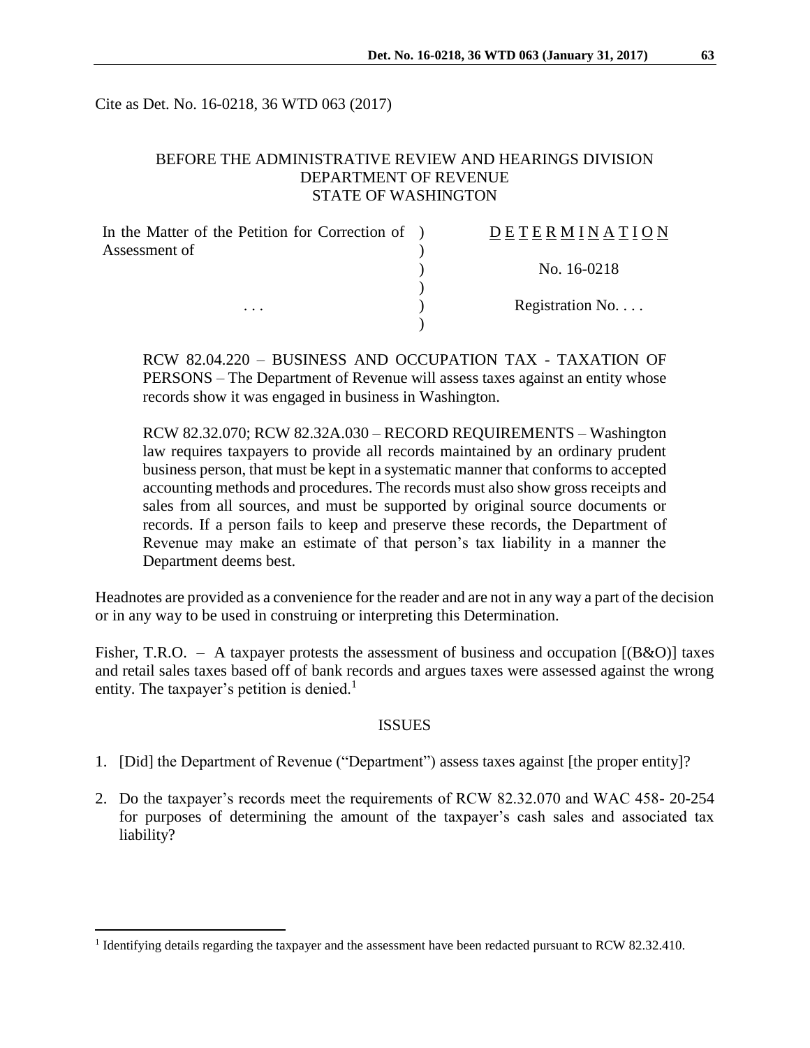Cite as Det. No. 16-0218, 36 WTD 063 (2017)

BEFORE THE ADMINISTRATIVE REVIEW AND HEARINGS DIVISION
DEPARTMENT OF REVENUE
STATE OF WASHINGTON

| | | |
|---|---|---|
| In the Matter of the Petition for Correction of Assessment of | ) | D E T E R M I N A T I O N |
| | ) | No. 16-0218 |
| . . . | ) | Registration No. . . . |

RCW 82.04.220 – BUSINESS AND OCCUPATION TAX - TAXATION OF PERSONS – The Department of Revenue will assess taxes against an entity whose records show it was engaged in business in Washington.

RCW 82.32.070; RCW 82.32A.030 – RECORD REQUIREMENTS – Washington law requires taxpayers to provide all records maintained by an ordinary prudent business person, that must be kept in a systematic manner that conforms to accepted accounting methods and procedures. The records must also show gross receipts and sales from all sources, and must be supported by original source documents or records. If a person fails to keep and preserve these records, the Department of Revenue may make an estimate of that person's tax liability in a manner the Department deems best.

Headnotes are provided as a convenience for the reader and are not in any way a part of the decision or in any way to be used in construing or interpreting this Determination.

Fisher, T.R.O. – A taxpayer protests the assessment of business and occupation [(B&O)] taxes and retail sales taxes based off of bank records and argues taxes were assessed against the wrong entity. The taxpayer's petition is denied.[1]

## ISSUES

1. [Did] the Department of Revenue ("Department") assess taxes against [the proper entity]?
2. Do the taxpayer's records meet the requirements of RCW 82.32.070 and WAC 458- 20-254 for purposes of determining the amount of the taxpayer's cash sales and associated tax liability?

---

[1] Identifying details regarding the taxpayer and the assessment have been redacted pursuant to RCW 82.32.410.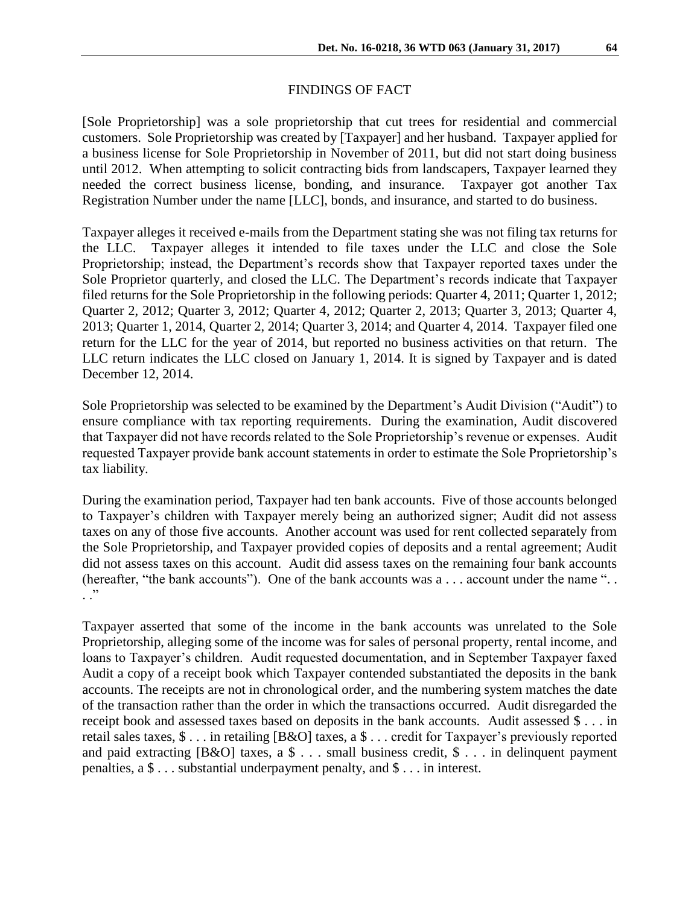## FINDINGS OF FACT

[Sole Proprietorship] was a sole proprietorship that cut trees for residential and commercial customers. Sole Proprietorship was created by [Taxpayer] and her husband. Taxpayer applied for a business license for Sole Proprietorship in November of 2011, but did not start doing business until 2012. When attempting to solicit contracting bids from landscapers, Taxpayer learned they needed the correct business license, bonding, and insurance. Taxpayer got another Tax Registration Number under the name [LLC], bonds, and insurance, and started to do business.

Taxpayer alleges it received e-mails from the Department stating she was not filing tax returns for the LLC. Taxpayer alleges it intended to file taxes under the LLC and close the Sole Proprietorship; instead, the Department's records show that Taxpayer reported taxes under the Sole Proprietor quarterly, and closed the LLC. The Department's records indicate that Taxpayer filed returns for the Sole Proprietorship in the following periods: Quarter 4, 2011; Quarter 1, 2012; Quarter 2, 2012; Quarter 3, 2012; Quarter 4, 2012; Quarter 2, 2013; Quarter 3, 2013; Quarter 4, 2013; Quarter 1, 2014, Quarter 2, 2014; Quarter 3, 2014; and Quarter 4, 2014. Taxpayer filed one return for the LLC for the year of 2014, but reported no business activities on that return. The LLC return indicates the LLC closed on January 1, 2014. It is signed by Taxpayer and is dated December 12, 2014.

Sole Proprietorship was selected to be examined by the Department's Audit Division ("Audit") to ensure compliance with tax reporting requirements. During the examination, Audit discovered that Taxpayer did not have records related to the Sole Proprietorship's revenue or expenses. Audit requested Taxpayer provide bank account statements in order to estimate the Sole Proprietorship's tax liability.

During the examination period, Taxpayer had ten bank accounts. Five of those accounts belonged to Taxpayer's children with Taxpayer merely being an authorized signer; Audit did not assess taxes on any of those five accounts. Another account was used for rent collected separately from the Sole Proprietorship, and Taxpayer provided copies of deposits and a rental agreement; Audit did not assess taxes on this account. Audit did assess taxes on the remaining four bank accounts (hereafter, "the bank accounts"). One of the bank accounts was a . . . account under the name ". . . ."

Taxpayer asserted that some of the income in the bank accounts was unrelated to the Sole Proprietorship, alleging some of the income was for sales of personal property, rental income, and loans to Taxpayer's children. Audit requested documentation, and in September Taxpayer faxed Audit a copy of a receipt book which Taxpayer contended substantiated the deposits in the bank accounts. The receipts are not in chronological order, and the numbering system matches the date of the transaction rather than the order in which the transactions occurred. Audit disregarded the receipt book and assessed taxes based on deposits in the bank accounts. Audit assessed $ . . . in retail sales taxes, $ . . . in retailing [B&O] taxes, a $ . . . credit for Taxpayer's previously reported and paid extracting [B&O] taxes, a $ . . . small business credit, $ . . . in delinquent payment penalties, a $ . . . substantial underpayment penalty, and $ . . . in interest.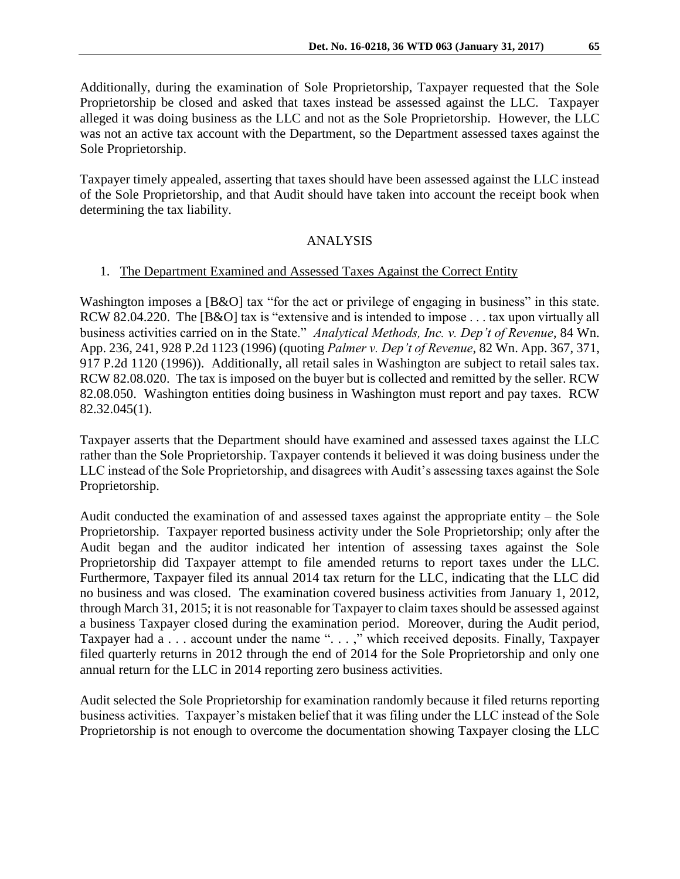Additionally, during the examination of Sole Proprietorship, Taxpayer requested that the Sole Proprietorship be closed and asked that taxes instead be assessed against the LLC. Taxpayer alleged it was doing business as the LLC and not as the Sole Proprietorship. However, the LLC was not an active tax account with the Department, so the Department assessed taxes against the Sole Proprietorship.

Taxpayer timely appealed, asserting that taxes should have been assessed against the LLC instead of the Sole Proprietorship, and that Audit should have taken into account the receipt book when determining the tax liability.

## ANALYSIS

### 1. The Department Examined and Assessed Taxes Against the Correct Entity

Washington imposes a [B&O] tax "for the act or privilege of engaging in business" in this state. RCW 82.04.220. The [B&O] tax is "extensive and is intended to impose . . . tax upon virtually all business activities carried on in the State." *Analytical Methods, Inc. v. Dep't of Revenue*, 84 Wn. App. 236, 241, 928 P.2d 1123 (1996) (quoting *Palmer v. Dep't of Revenue*, 82 Wn. App. 367, 371, 917 P.2d 1120 (1996)). Additionally, all retail sales in Washington are subject to retail sales tax. RCW 82.08.020. The tax is imposed on the buyer but is collected and remitted by the seller. RCW 82.08.050. Washington entities doing business in Washington must report and pay taxes. RCW 82.32.045(1).

Taxpayer asserts that the Department should have examined and assessed taxes against the LLC rather than the Sole Proprietorship. Taxpayer contends it believed it was doing business under the LLC instead of the Sole Proprietorship, and disagrees with Audit's assessing taxes against the Sole Proprietorship.

Audit conducted the examination of and assessed taxes against the appropriate entity – the Sole Proprietorship. Taxpayer reported business activity under the Sole Proprietorship; only after the Audit began and the auditor indicated her intention of assessing taxes against the Sole Proprietorship did Taxpayer attempt to file amended returns to report taxes under the LLC. Furthermore, Taxpayer filed its annual 2014 tax return for the LLC, indicating that the LLC did no business and was closed. The examination covered business activities from January 1, 2012, through March 31, 2015; it is not reasonable for Taxpayer to claim taxes should be assessed against a business Taxpayer closed during the examination period. Moreover, during the Audit period, Taxpayer had a . . . account under the name ". . . ," which received deposits. Finally, Taxpayer filed quarterly returns in 2012 through the end of 2014 for the Sole Proprietorship and only one annual return for the LLC in 2014 reporting zero business activities.

Audit selected the Sole Proprietorship for examination randomly because it filed returns reporting business activities. Taxpayer's mistaken belief that it was filing under the LLC instead of the Sole Proprietorship is not enough to overcome the documentation showing Taxpayer closing the LLC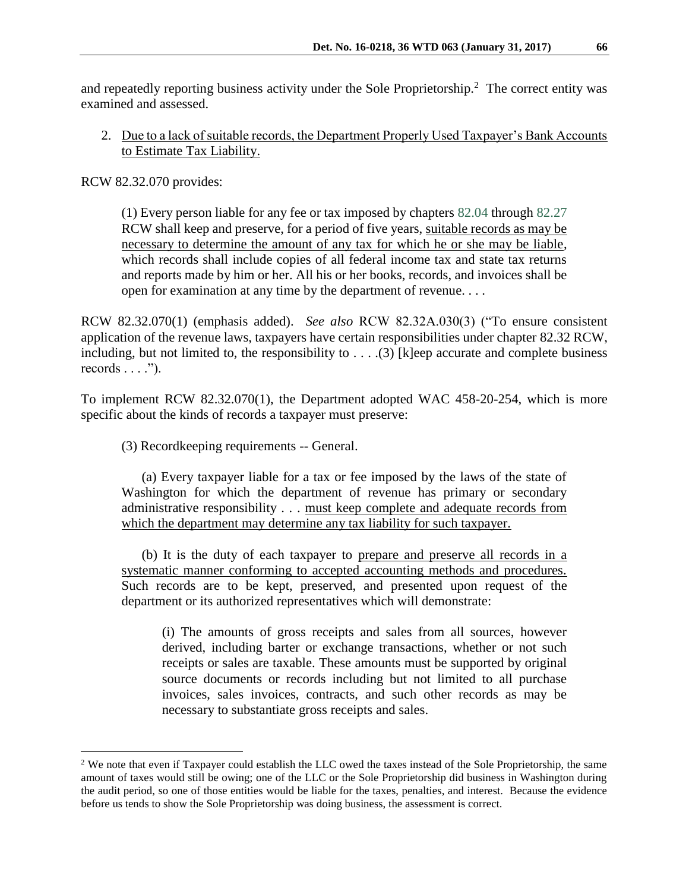and repeatedly reporting business activity under the Sole Proprietorship.[2] The correct entity was examined and assessed.

2. Due to a lack of suitable records, the Department Properly Used Taxpayer's Bank Accounts to Estimate Tax Liability.

RCW 82.32.070 provides:

> (1) Every person liable for any fee or tax imposed by chapters 82.04 through 82.27 RCW shall keep and preserve, for a period of five years, suitable records as may be necessary to determine the amount of any tax for which he or she may be liable, which records shall include copies of all federal income tax and state tax returns and reports made by him or her. All his or her books, records, and invoices shall be open for examination at any time by the department of revenue. . . .

RCW 82.32.070(1) (emphasis added). *See also* RCW 82.32A.030(3) ("To ensure consistent application of the revenue laws, taxpayers have certain responsibilities under chapter 82.32 RCW, including, but not limited to, the responsibility to . . . .(3) [k]eep accurate and complete business records . . . .").

To implement RCW 82.32.070(1), the Department adopted WAC 458-20-254, which is more specific about the kinds of records a taxpayer must preserve:

> (3) Recordkeeping requirements -- General.
>
> (a) Every taxpayer liable for a tax or fee imposed by the laws of the state of Washington for which the department of revenue has primary or secondary administrative responsibility . . . must keep complete and adequate records from which the department may determine any tax liability for such taxpayer.
>
> (b) It is the duty of each taxpayer to prepare and preserve all records in a systematic manner conforming to accepted accounting methods and procedures. Such records are to be kept, preserved, and presented upon request of the department or its authorized representatives which will demonstrate:
>
>> (i) The amounts of gross receipts and sales from all sources, however derived, including barter or exchange transactions, whether or not such receipts or sales are taxable. These amounts must be supported by original source documents or records including but not limited to all purchase invoices, sales invoices, contracts, and such other records as may be necessary to substantiate gross receipts and sales.

---

[2] We note that even if Taxpayer could establish the LLC owed the taxes instead of the Sole Proprietorship, the same amount of taxes would still be owing; one of the LLC or the Sole Proprietorship did business in Washington during the audit period, so one of those entities would be liable for the taxes, penalties, and interest. Because the evidence before us tends to show the Sole Proprietorship was doing business, the assessment is correct.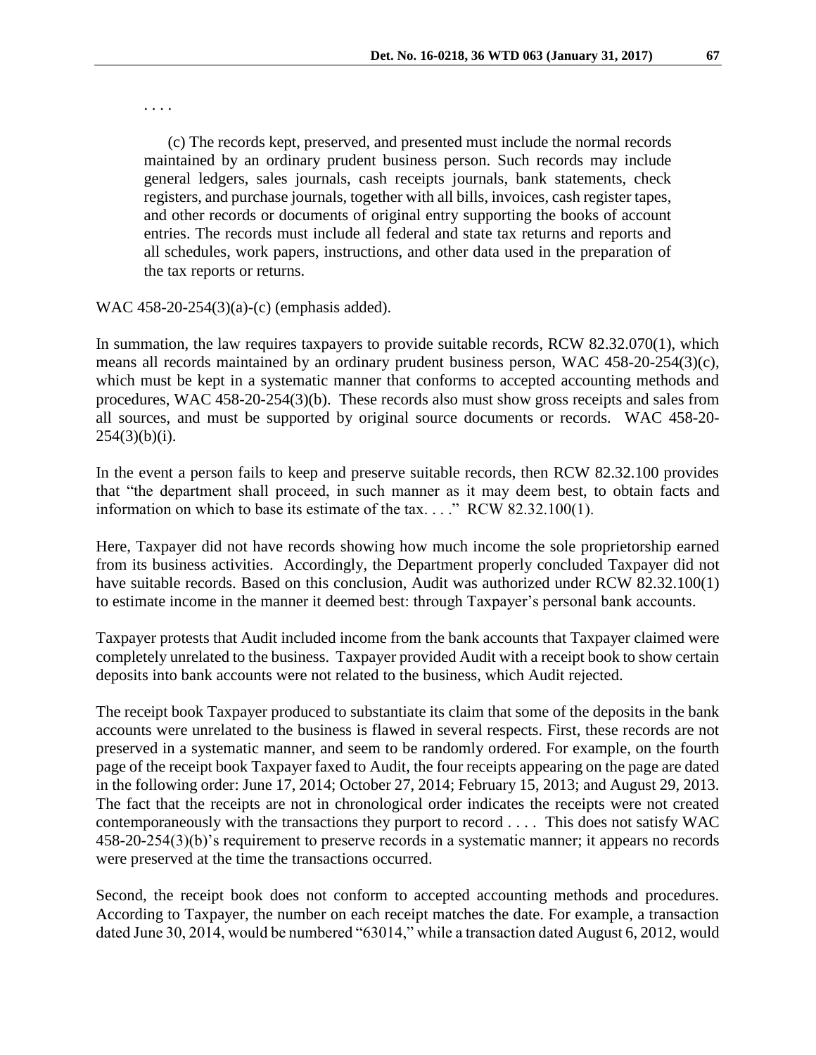. . . .

> (c) The records kept, preserved, and presented must include the normal records maintained by an ordinary prudent business person. Such records may include general ledgers, sales journals, cash receipts journals, bank statements, check registers, and purchase journals, together with all bills, invoices, cash register tapes, and other records or documents of original entry supporting the books of account entries. The records must include all federal and state tax returns and reports and all schedules, work papers, instructions, and other data used in the preparation of the tax reports or returns.

WAC 458-20-254(3)(a)-(c) (emphasis added).

In summation, the law requires taxpayers to provide suitable records, RCW 82.32.070(1), which means all records maintained by an ordinary prudent business person, WAC 458-20-254(3)(c), which must be kept in a systematic manner that conforms to accepted accounting methods and procedures, WAC 458-20-254(3)(b). These records also must show gross receipts and sales from all sources, and must be supported by original source documents or records. WAC 458-20-254(3)(b)(i).

In the event a person fails to keep and preserve suitable records, then RCW 82.32.100 provides that "the department shall proceed, in such manner as it may deem best, to obtain facts and information on which to base its estimate of the tax. . . ." RCW 82.32.100(1).

Here, Taxpayer did not have records showing how much income the sole proprietorship earned from its business activities. Accordingly, the Department properly concluded Taxpayer did not have suitable records. Based on this conclusion, Audit was authorized under RCW 82.32.100(1) to estimate income in the manner it deemed best: through Taxpayer's personal bank accounts.

Taxpayer protests that Audit included income from the bank accounts that Taxpayer claimed were completely unrelated to the business. Taxpayer provided Audit with a receipt book to show certain deposits into bank accounts were not related to the business, which Audit rejected.

The receipt book Taxpayer produced to substantiate its claim that some of the deposits in the bank accounts were unrelated to the business is flawed in several respects. First, these records are not preserved in a systematic manner, and seem to be randomly ordered. For example, on the fourth page of the receipt book Taxpayer faxed to Audit, the four receipts appearing on the page are dated in the following order: June 17, 2014; October 27, 2014; February 15, 2013; and August 29, 2013. The fact that the receipts are not in chronological order indicates the receipts were not created contemporaneously with the transactions they purport to record . . . . This does not satisfy WAC 458-20-254(3)(b)'s requirement to preserve records in a systematic manner; it appears no records were preserved at the time the transactions occurred.

Second, the receipt book does not conform to accepted accounting methods and procedures. According to Taxpayer, the number on each receipt matches the date. For example, a transaction dated June 30, 2014, would be numbered "63014," while a transaction dated August 6, 2012, would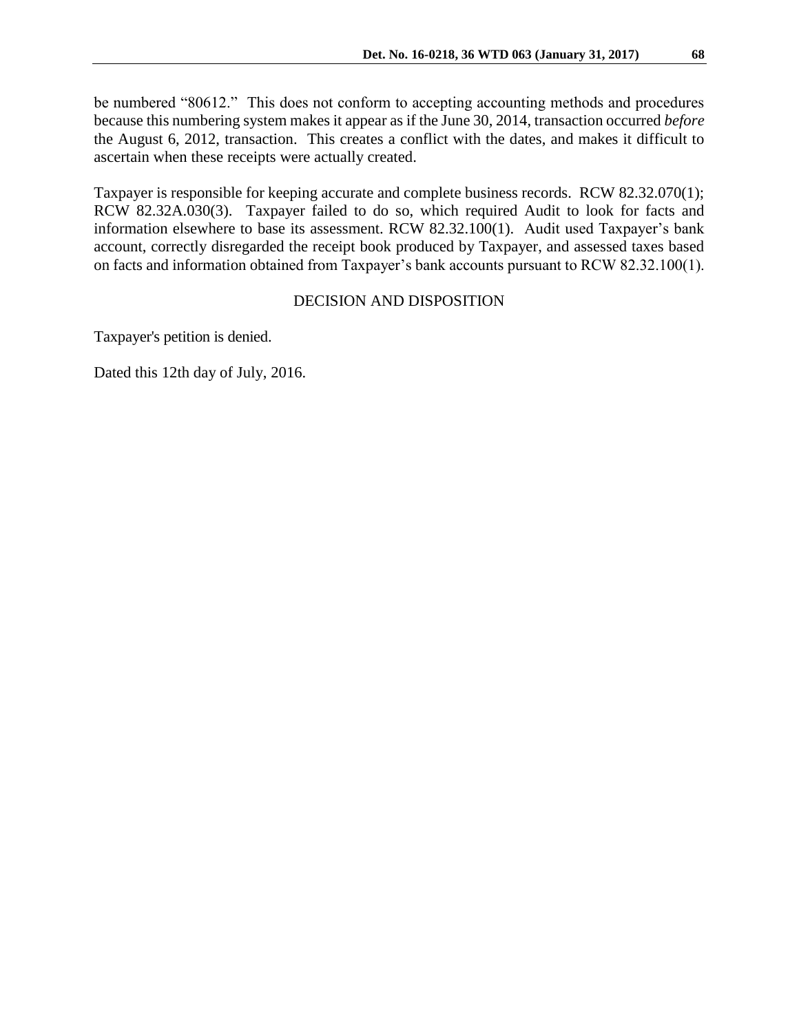be numbered "80612." This does not conform to accepting accounting methods and procedures because this numbering system makes it appear as if the June 30, 2014, transaction occurred *before* the August 6, 2012, transaction. This creates a conflict with the dates, and makes it difficult to ascertain when these receipts were actually created.

Taxpayer is responsible for keeping accurate and complete business records. RCW 82.32.070(1); RCW 82.32A.030(3). Taxpayer failed to do so, which required Audit to look for facts and information elsewhere to base its assessment. RCW 82.32.100(1). Audit used Taxpayer's bank account, correctly disregarded the receipt book produced by Taxpayer, and assessed taxes based on facts and information obtained from Taxpayer's bank accounts pursuant to RCW 82.32.100(1).

## DECISION AND DISPOSITION

Taxpayer's petition is denied.

Dated this 12th day of July, 2016.